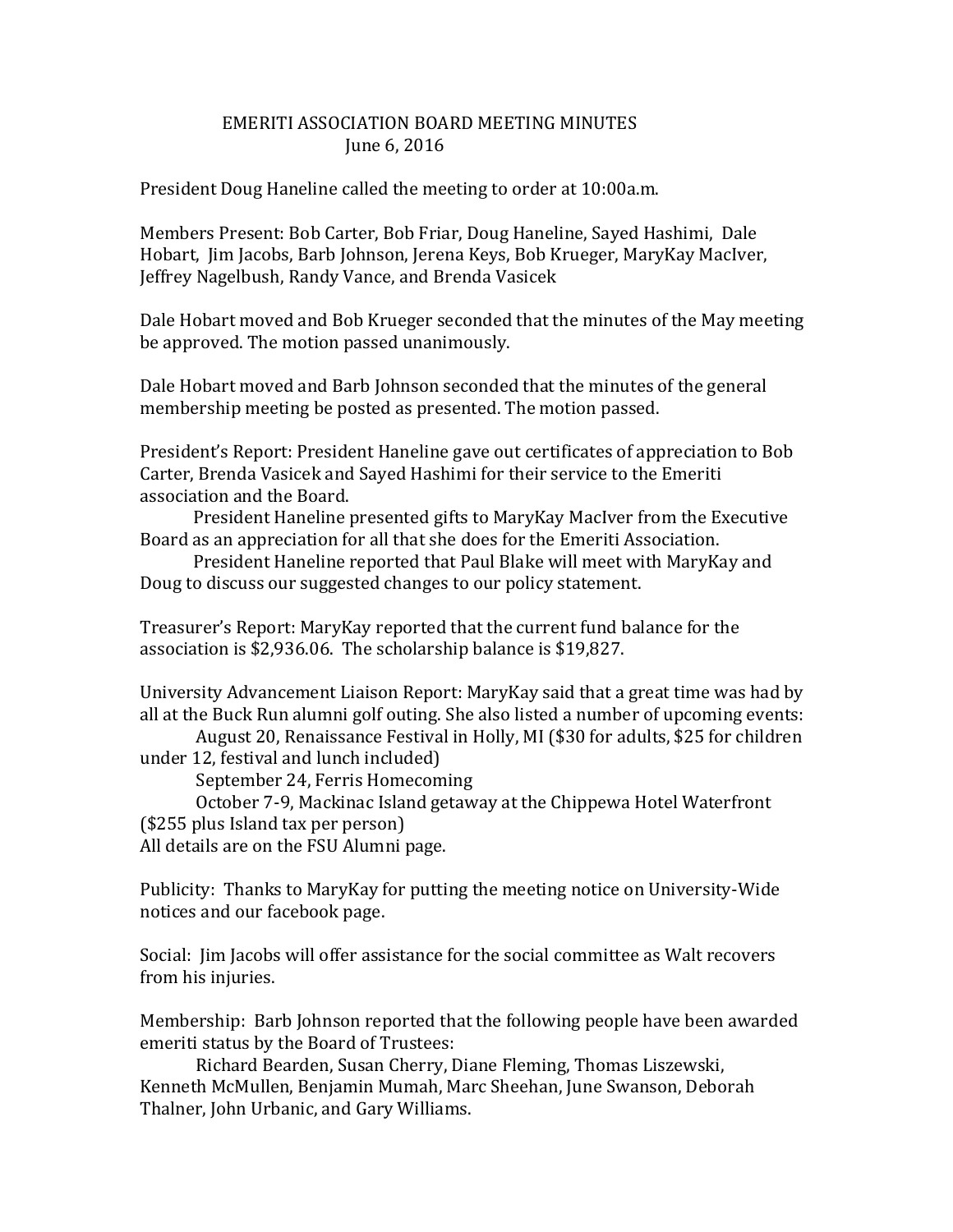# EMERITI ASSOCIATION BOARD MEETING MINUTES

June 6, 2016

President Doug Haneline called the meeting to order at 10:00a.m.

Members Present: Bob Carter, Bob Friar, Doug Haneline, Sayed Hashimi, Dale Hobart, Jim Jacobs, Barb Johnson, Jerena Keys, Bob Krueger, MaryKay MacIver, Jeffrey Nagelbush, Randy Vance, and Brenda Vasicek

Dale Hobart moved and Bob Krueger seconded that the minutes of the May meeting be approved. The motion passed unanimously.

Dale Hobart moved and Barb Johnson seconded that the minutes of the general membership meeting be posted as presented. The motion passed.

President's Report: President Haneline gave out certificates of appreciation to Bob Carter, Brenda Vasicek and Sayed Hashimi for their service to the Emeriti association and the Board.

President Haneline presented gifts to MaryKay MacIver from the Executive Board as an appreciation for all that she does for the Emeriti Association.

President Haneline reported that Paul Blake will meet with MaryKay and Doug to discuss our suggested changes to our policy statement.

Treasurer's Report: MaryKay reported that the current fund balance for the association is $2,936.06. The scholarship balance is $19,827.

University Advancement Liaison Report: MaryKay said that a great time was had by all at the Buck Run alumni golf outing. She also listed a number of upcoming events:

August 20, Renaissance Festival in Holly, MI ($30 for adults, $25 for children under 12, festival and lunch included)

September 24, Ferris Homecoming

October 7-9, Mackinac Island getaway at the Chippewa Hotel Waterfront ($255 plus Island tax per person)

All details are on the FSU Alumni page.

Publicity: Thanks to MaryKay for putting the meeting notice on University-Wide notices and our facebook page.

Social: Jim Jacobs will offer assistance for the social committee as Walt recovers from his injuries.

Membership: Barb Johnson reported that the following people have been awarded emeriti status by the Board of Trustees:

Richard Bearden, Susan Cherry, Diane Fleming, Thomas Liszewski, Kenneth McMullen, Benjamin Mumah, Marc Sheehan, June Swanson, Deborah Thalner, John Urbanic, and Gary Williams.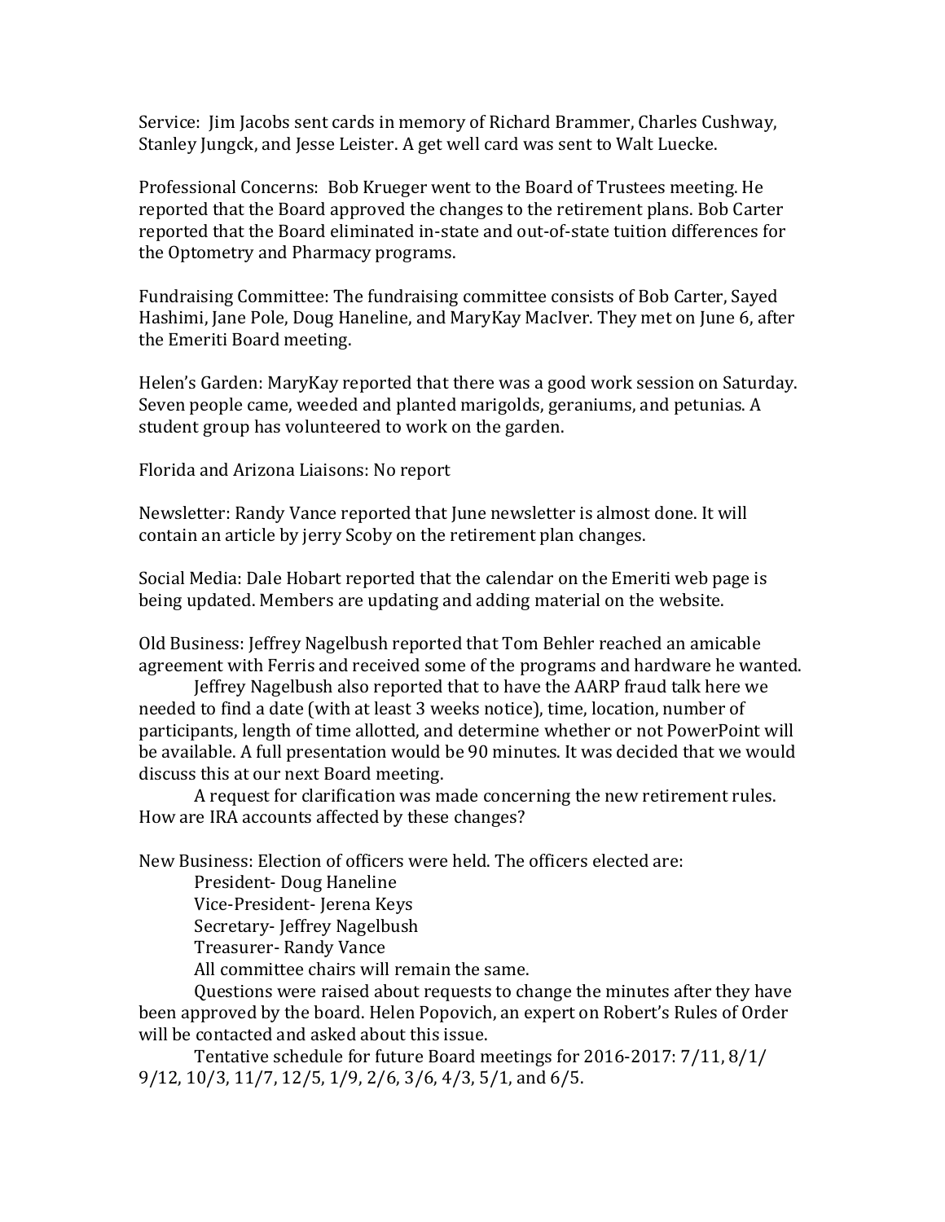Service: Jim Jacobs sent cards in memory of Richard Brammer, Charles Cushway, Stanley Jungck, and Jesse Leister. A get well card was sent to Walt Luecke.

Professional Concerns: Bob Krueger went to the Board of Trustees meeting. He reported that the Board approved the changes to the retirement plans. Bob Carter reported that the Board eliminated in-state and out-of-state tuition differences for the Optometry and Pharmacy programs.

Fundraising Committee: The fundraising committee consists of Bob Carter, Sayed Hashimi, Jane Pole, Doug Haneline, and MaryKay MacIver. They met on June 6, after the Emeriti Board meeting.

Helen's Garden: MaryKay reported that there was a good work session on Saturday. Seven people came, weeded and planted marigolds, geraniums, and petunias. A student group has volunteered to work on the garden.

Florida and Arizona Liaisons: No report

Newsletter: Randy Vance reported that June newsletter is almost done. It will contain an article by jerry Scoby on the retirement plan changes.

Social Media: Dale Hobart reported that the calendar on the Emeriti web page is being updated. Members are updating and adding material on the website.

Old Business: Jeffrey Nagelbush reported that Tom Behler reached an amicable agreement with Ferris and received some of the programs and hardware he wanted.

Jeffrey Nagelbush also reported that to have the AARP fraud talk here we needed to find a date (with at least 3 weeks notice), time, location, number of participants, length of time allotted, and determine whether or not PowerPoint will be available. A full presentation would be 90 minutes. It was decided that we would discuss this at our next Board meeting.

A request for clarification was made concerning the new retirement rules. How are IRA accounts affected by these changes?

New Business: Election of officers were held. The officers elected are:

President- Doug Haneline
Vice-President- Jerena Keys
Secretary- Jeffrey Nagelbush
Treasurer- Randy Vance
All committee chairs will remain the same.

Questions were raised about requests to change the minutes after they have been approved by the board. Helen Popovich, an expert on Robert's Rules of Order will be contacted and asked about this issue.

Tentative schedule for future Board meetings for 2016-2017: 7/11, 8/1/ 9/12, 10/3, 11/7, 12/5, 1/9, 2/6, 3/6, 4/3, 5/1, and 6/5.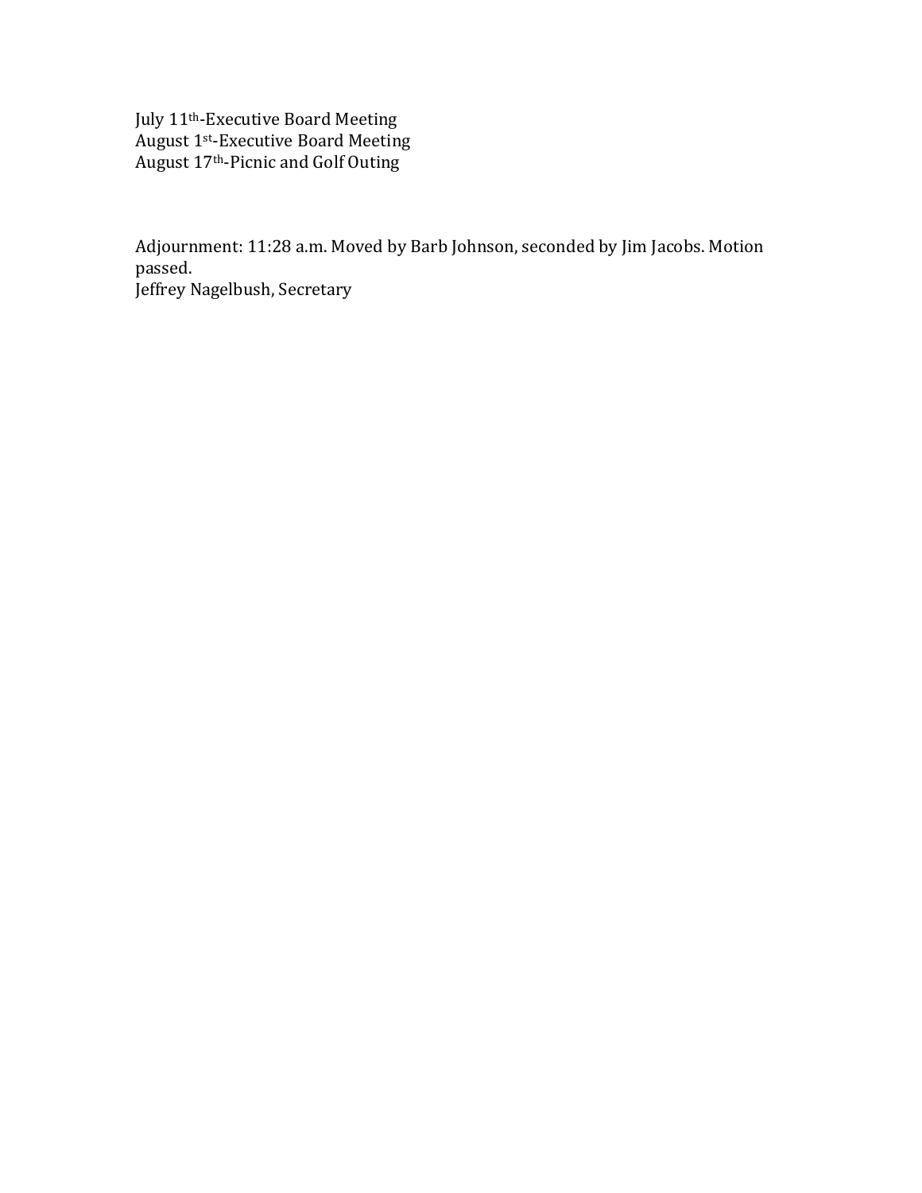July 11th-Executive Board Meeting  
August 1st-Executive Board Meeting  
August 17th-Picnic and Golf Outing

Adjournment: 11:28 a.m. Moved by Barb Johnson, seconded by Jim Jacobs. Motion passed.  
Jeffrey Nagelbush, Secretary